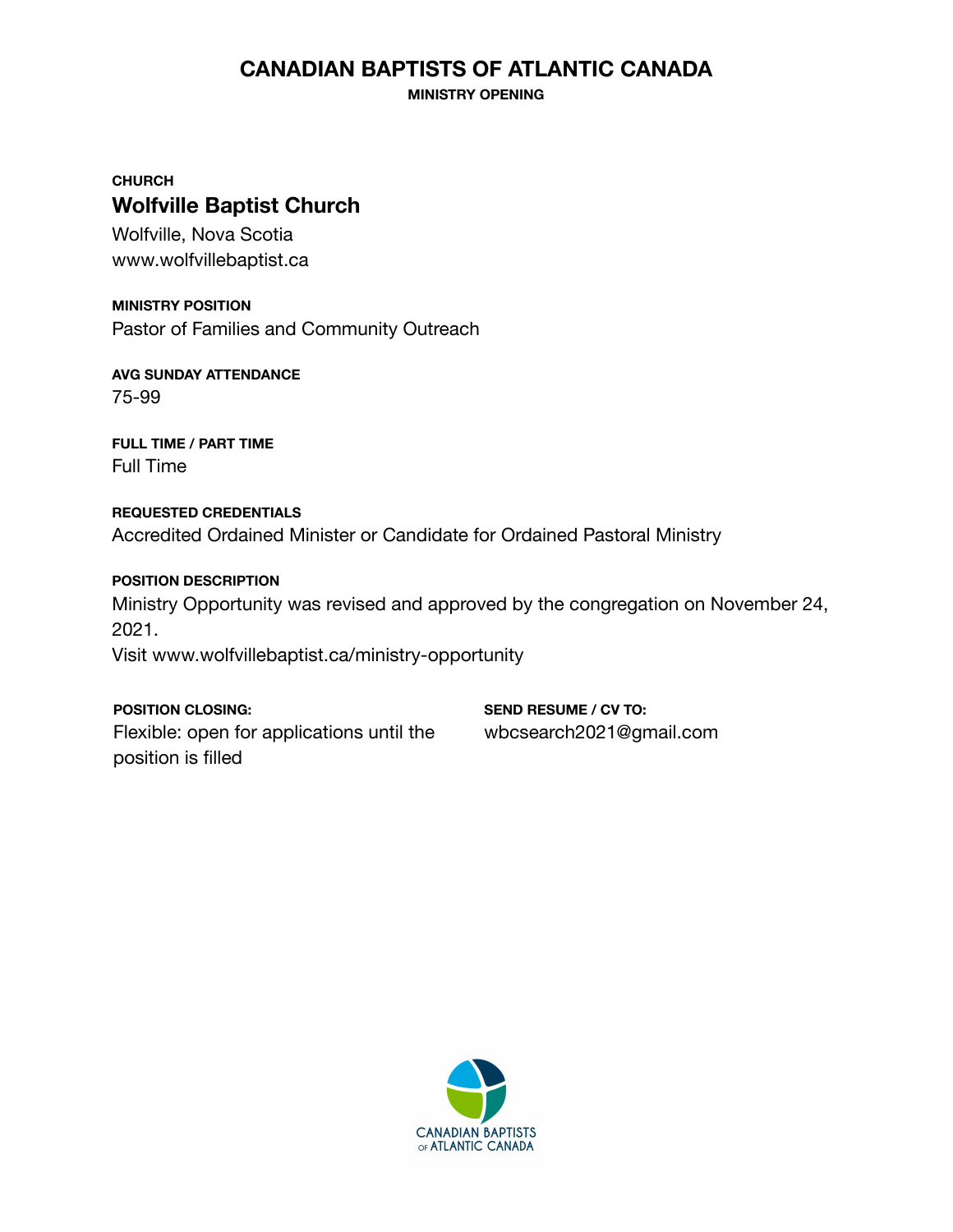# CANADIAN BAPTISTS OF ATLANTIC CANADA

**MINISTRY OPENING**

**CHURCH**

## Wolfville Baptist Church

Wolfville, Nova Scotia
www.wolfvillebaptist.ca

**MINISTRY POSITION**

Pastor of Families and Community Outreach

**AVG SUNDAY ATTENDANCE**

75-99

**FULL TIME / PART TIME**

Full Time

**REQUESTED CREDENTIALS**

Accredited Ordained Minister or Candidate for Ordained Pastoral Ministry

**POSITION DESCRIPTION**

Ministry Opportunity was revised and approved by the congregation on November 24, 2021.
Visit www.wolfvillebaptist.ca/ministry-opportunity

**POSITION CLOSING:**

Flexible: open for applications until the position is filled

**SEND RESUME / CV TO:**

wbcsearch2021@gmail.com

CANADIAN BAPTISTS OF ATLANTIC CANADA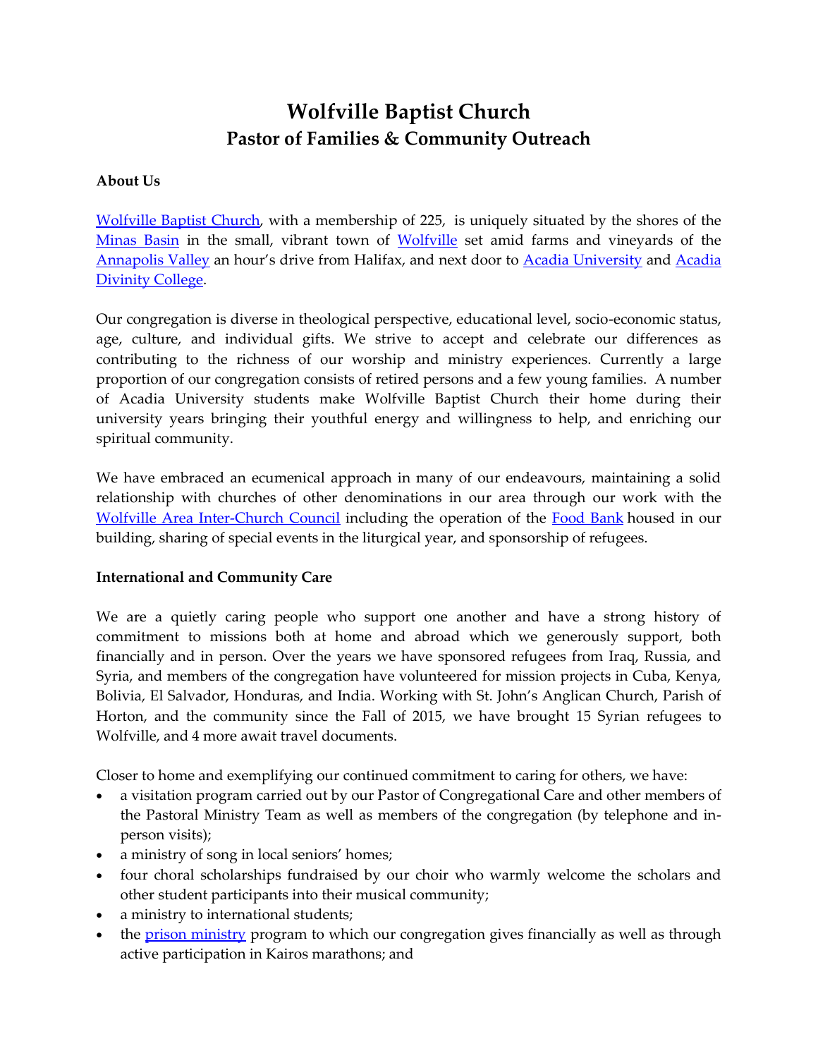# Wolfville Baptist Church
## Pastor of Families & Community Outreach

**About Us**

Wolfville Baptist Church, with a membership of 225, is uniquely situated by the shores of the Minas Basin in the small, vibrant town of Wolfville set amid farms and vineyards of the Annapolis Valley an hour's drive from Halifax, and next door to Acadia University and Acadia Divinity College.

Our congregation is diverse in theological perspective, educational level, socio-economic status, age, culture, and individual gifts. We strive to accept and celebrate our differences as contributing to the richness of our worship and ministry experiences. Currently a large proportion of our congregation consists of retired persons and a few young families. A number of Acadia University students make Wolfville Baptist Church their home during their university years bringing their youthful energy and willingness to help, and enriching our spiritual community.

We have embraced an ecumenical approach in many of our endeavours, maintaining a solid relationship with churches of other denominations in our area through our work with the Wolfville Area Inter-Church Council including the operation of the Food Bank housed in our building, sharing of special events in the liturgical year, and sponsorship of refugees.

**International and Community Care**

We are a quietly caring people who support one another and have a strong history of commitment to missions both at home and abroad which we generously support, both financially and in person. Over the years we have sponsored refugees from Iraq, Russia, and Syria, and members of the congregation have volunteered for mission projects in Cuba, Kenya, Bolivia, El Salvador, Honduras, and India. Working with St. John's Anglican Church, Parish of Horton, and the community since the Fall of 2015, we have brought 15 Syrian refugees to Wolfville, and 4 more await travel documents.

Closer to home and exemplifying our continued commitment to caring for others, we have:

- a visitation program carried out by our Pastor of Congregational Care and other members of the Pastoral Ministry Team as well as members of the congregation (by telephone and in-person visits);
- a ministry of song in local seniors' homes;
- four choral scholarships fundraised by our choir who warmly welcome the scholars and other student participants into their musical community;
- a ministry to international students;
- the prison ministry program to which our congregation gives financially as well as through active participation in Kairos marathons; and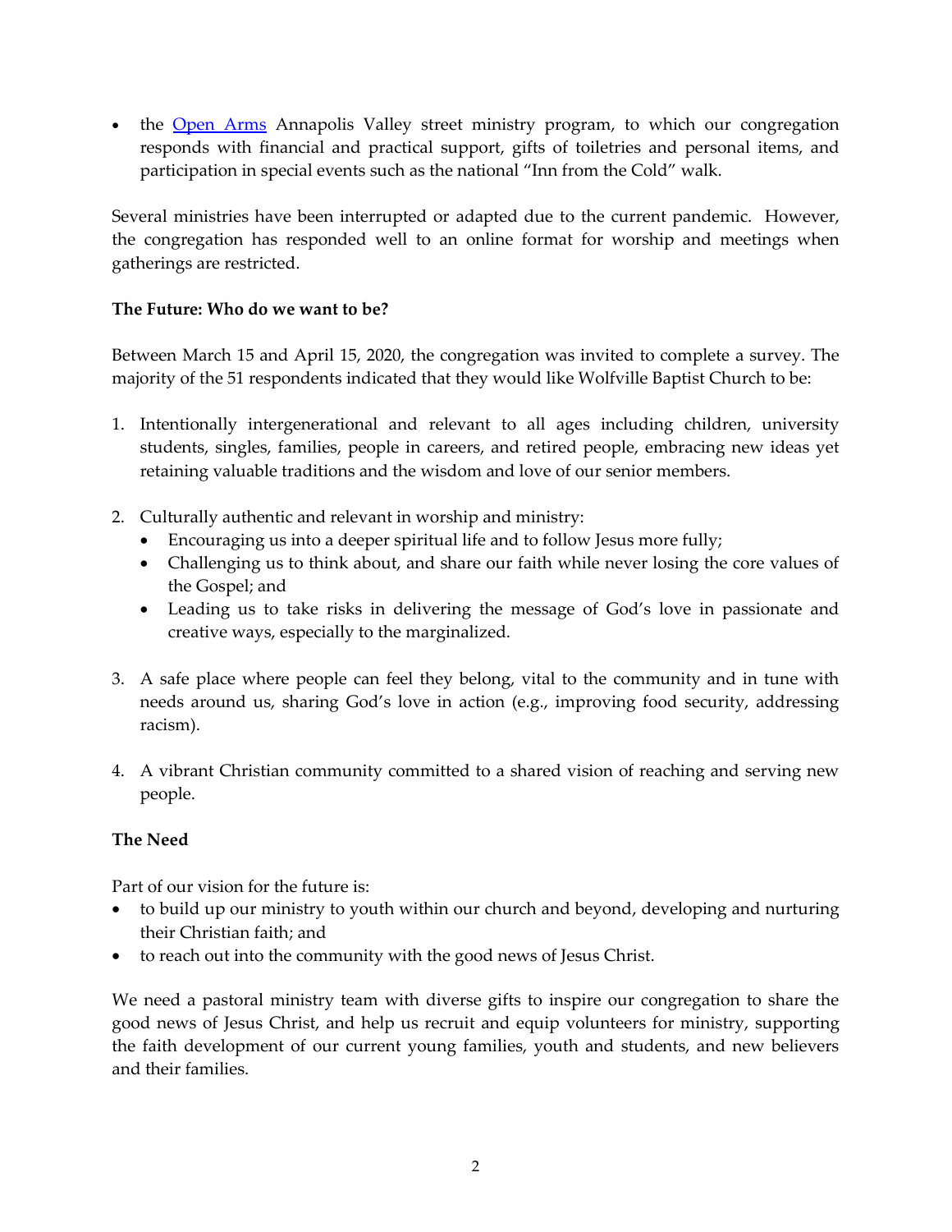- the [Open Arms](Open Arms) Annapolis Valley street ministry program, to which our congregation responds with financial and practical support, gifts of toiletries and personal items, and participation in special events such as the national "Inn from the Cold" walk.

Several ministries have been interrupted or adapted due to the current pandemic. However, the congregation has responded well to an online format for worship and meetings when gatherings are restricted.

**The Future: Who do we want to be?**

Between March 15 and April 15, 2020, the congregation was invited to complete a survey. The majority of the 51 respondents indicated that they would like Wolfville Baptist Church to be:

1. Intentionally intergenerational and relevant to all ages including children, university students, singles, families, people in careers, and retired people, embracing new ideas yet retaining valuable traditions and the wisdom and love of our senior members.

2. Culturally authentic and relevant in worship and ministry:
   - Encouraging us into a deeper spiritual life and to follow Jesus more fully;
   - Challenging us to think about, and share our faith while never losing the core values of the Gospel; and
   - Leading us to take risks in delivering the message of God's love in passionate and creative ways, especially to the marginalized.

3. A safe place where people can feel they belong, vital to the community and in tune with needs around us, sharing God's love in action (e.g., improving food security, addressing racism).

4. A vibrant Christian community committed to a shared vision of reaching and serving new people.

**The Need**

Part of our vision for the future is:

- to build up our ministry to youth within our church and beyond, developing and nurturing their Christian faith; and
- to reach out into the community with the good news of Jesus Christ.

We need a pastoral ministry team with diverse gifts to inspire our congregation to share the good news of Jesus Christ, and help us recruit and equip volunteers for ministry, supporting the faith development of our current young families, youth and students, and new believers and their families.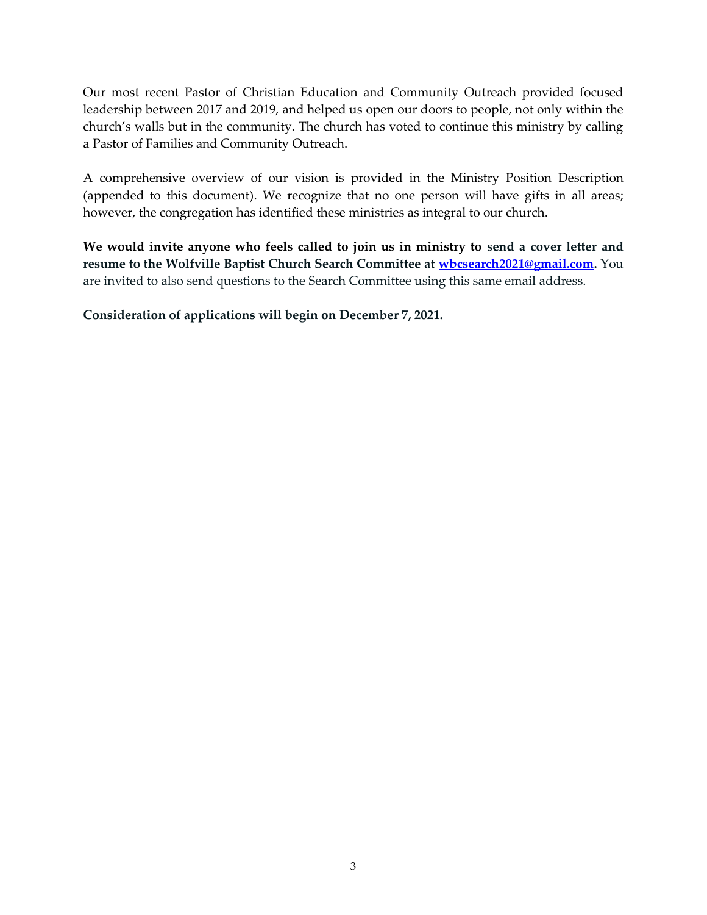Our most recent Pastor of Christian Education and Community Outreach provided focused leadership between 2017 and 2019, and helped us open our doors to people, not only within the church's walls but in the community. The church has voted to continue this ministry by calling a Pastor of Families and Community Outreach.

A comprehensive overview of our vision is provided in the Ministry Position Description (appended to this document). We recognize that no one person will have gifts in all areas; however, the congregation has identified these ministries as integral to our church.

**We would invite anyone who feels called to join us in ministry to send a cover letter and resume to the Wolfville Baptist Church Search Committee at [wbcsearch2021@gmail.com](mailto:wbcsearch2021@gmail.com).** You are invited to also send questions to the Search Committee using this same email address.

**Consideration of applications will begin on December 7, 2021.**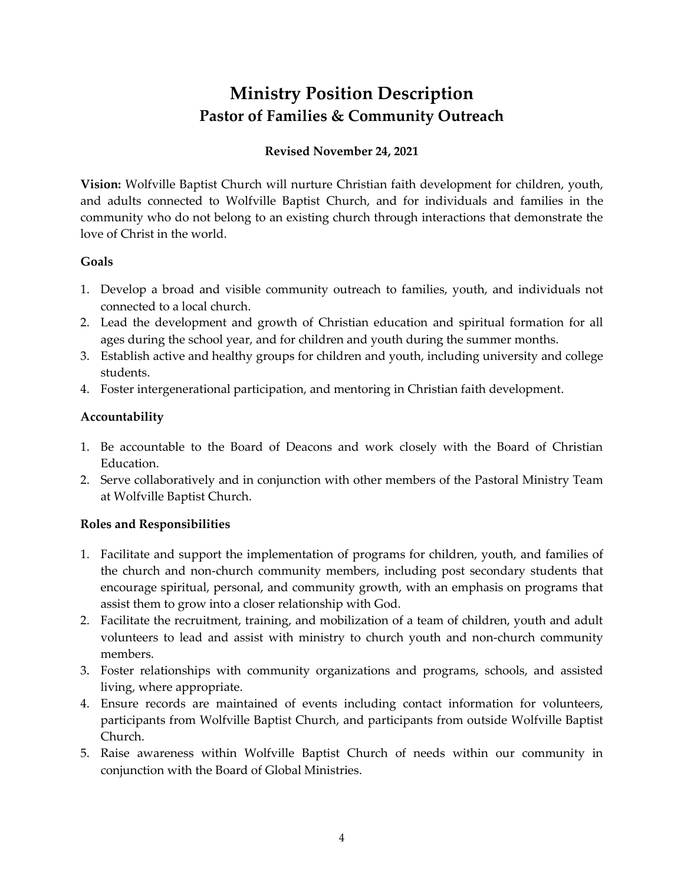# Ministry Position Description
## Pastor of Families & Community Outreach

**Revised November 24, 2021**

**Vision:** Wolfville Baptist Church will nurture Christian faith development for children, youth, and adults connected to Wolfville Baptist Church, and for individuals and families in the community who do not belong to an existing church through interactions that demonstrate the love of Christ in the world.

### Goals

1. Develop a broad and visible community outreach to families, youth, and individuals not connected to a local church.
2. Lead the development and growth of Christian education and spiritual formation for all ages during the school year, and for children and youth during the summer months.
3. Establish active and healthy groups for children and youth, including university and college students.
4. Foster intergenerational participation, and mentoring in Christian faith development.

### Accountability

1. Be accountable to the Board of Deacons and work closely with the Board of Christian Education.
2. Serve collaboratively and in conjunction with other members of the Pastoral Ministry Team at Wolfville Baptist Church.

### Roles and Responsibilities

1. Facilitate and support the implementation of programs for children, youth, and families of the church and non-church community members, including post secondary students that encourage spiritual, personal, and community growth, with an emphasis on programs that assist them to grow into a closer relationship with God.
2. Facilitate the recruitment, training, and mobilization of a team of children, youth and adult volunteers to lead and assist with ministry to church youth and non-church community members.
3. Foster relationships with community organizations and programs, schools, and assisted living, where appropriate.
4. Ensure records are maintained of events including contact information for volunteers, participants from Wolfville Baptist Church, and participants from outside Wolfville Baptist Church.
5. Raise awareness within Wolfville Baptist Church of needs within our community in conjunction with the Board of Global Ministries.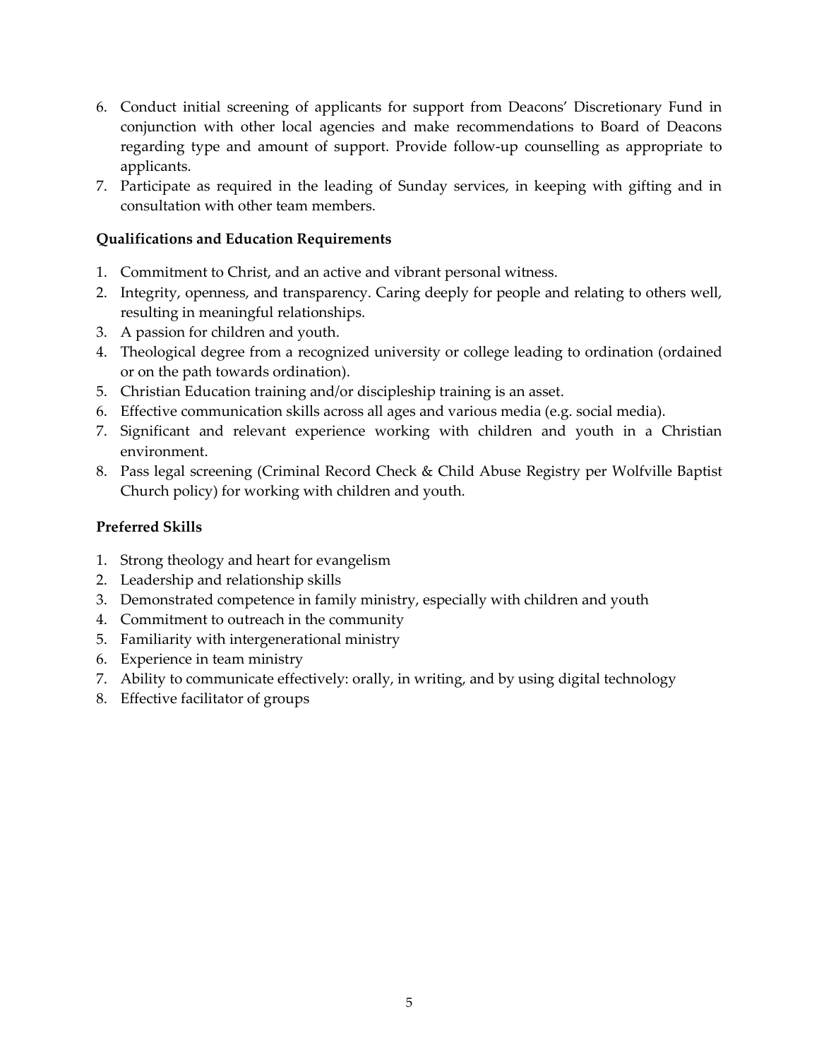6. Conduct initial screening of applicants for support from Deacons' Discretionary Fund in conjunction with other local agencies and make recommendations to Board of Deacons regarding type and amount of support. Provide follow-up counselling as appropriate to applicants.
7. Participate as required in the leading of Sunday services, in keeping with gifting and in consultation with other team members.

**Qualifications and Education Requirements**

1. Commitment to Christ, and an active and vibrant personal witness.
2. Integrity, openness, and transparency. Caring deeply for people and relating to others well, resulting in meaningful relationships.
3. A passion for children and youth.
4. Theological degree from a recognized university or college leading to ordination (ordained or on the path towards ordination).
5. Christian Education training and/or discipleship training is an asset.
6. Effective communication skills across all ages and various media (e.g. social media).
7. Significant and relevant experience working with children and youth in a Christian environment.
8. Pass legal screening (Criminal Record Check & Child Abuse Registry per Wolfville Baptist Church policy) for working with children and youth.

**Preferred Skills**

1. Strong theology and heart for evangelism
2. Leadership and relationship skills
3. Demonstrated competence in family ministry, especially with children and youth
4. Commitment to outreach in the community
5. Familiarity with intergenerational ministry
6. Experience in team ministry
7. Ability to communicate effectively: orally, in writing, and by using digital technology
8. Effective facilitator of groups